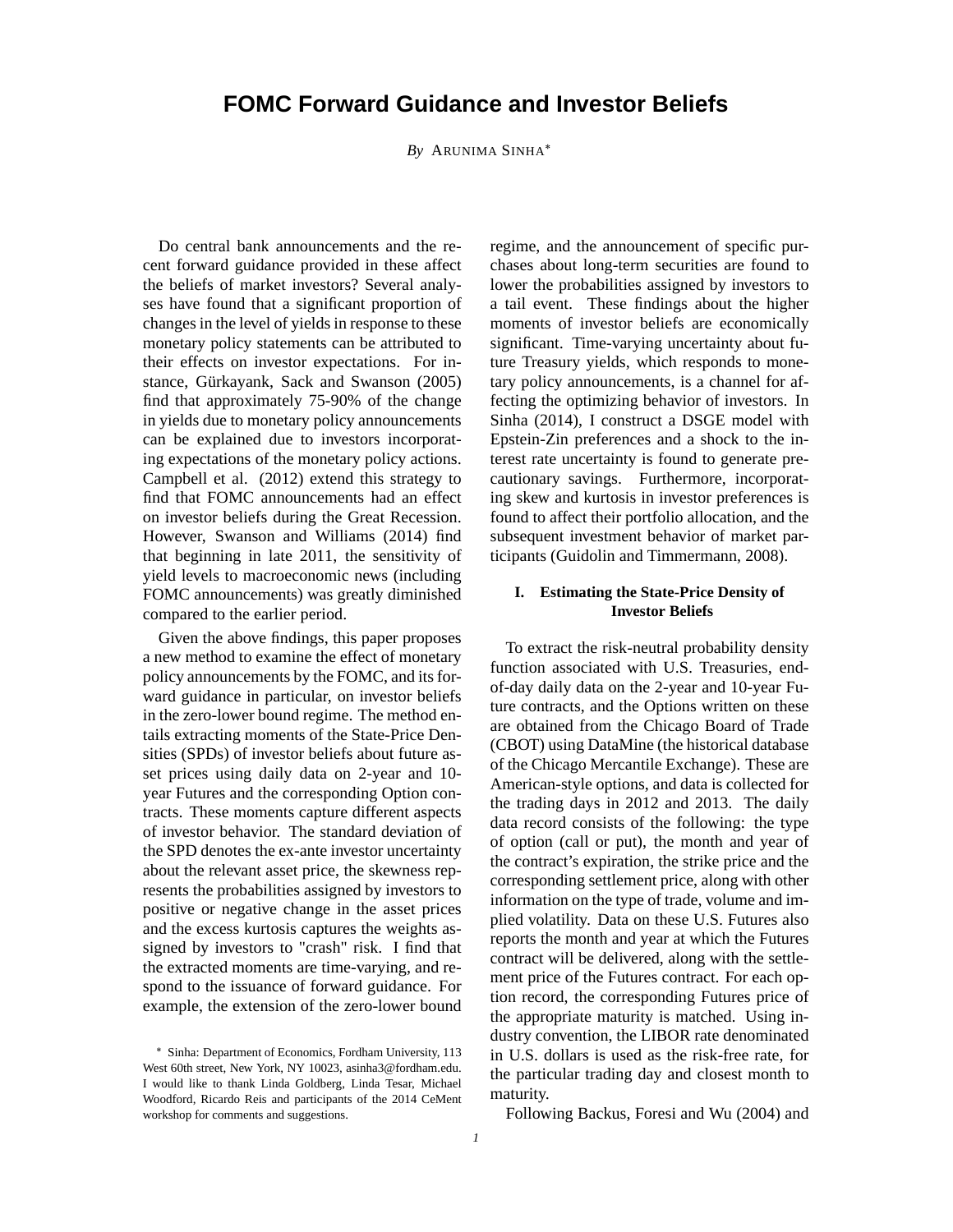# FOMC Forward Guidance and Investor Beliefs

*By* ARUNIMA SINHA*

Do central bank announcements and the recent forward guidance provided in these affect the beliefs of market investors? Several analyses have found that a significant proportion of changes in the level of yields in response to these monetary policy statements can be attributed to their effects on investor expectations. For instance, Gürkayank, Sack and Swanson (2005) find that approximately 75-90% of the change in yields due to monetary policy announcements can be explained due to investors incorporating expectations of the monetary policy actions. Campbell et al. (2012) extend this strategy to find that FOMC announcements had an effect on investor beliefs during the Great Recession. However, Swanson and Williams (2014) find that beginning in late 2011, the sensitivity of yield levels to macroeconomic news (including FOMC announcements) was greatly diminished compared to the earlier period.

Given the above findings, this paper proposes a new method to examine the effect of monetary policy announcements by the FOMC, and its forward guidance in particular, on investor beliefs in the zero-lower bound regime. The method entails extracting moments of the State-Price Densities (SPDs) of investor beliefs about future asset prices using daily data on 2-year and 10-year Futures and the corresponding Option contracts. These moments capture different aspects of investor behavior. The standard deviation of the SPD denotes the ex-ante investor uncertainty about the relevant asset price, the skewness represents the probabilities assigned by investors to positive or negative change in the asset prices and the excess kurtosis captures the weights assigned by investors to "crash" risk. I find that the extracted moments are time-varying, and respond to the issuance of forward guidance. For example, the extension of the zero-lower bound regime, and the announcement of specific purchases about long-term securities are found to lower the probabilities assigned by investors to a tail event. These findings about the higher moments of investor beliefs are economically significant. Time-varying uncertainty about future Treasury yields, which responds to monetary policy announcements, is a channel for affecting the optimizing behavior of investors. In Sinha (2014), I construct a DSGE model with Epstein-Zin preferences and a shock to the interest rate uncertainty is found to generate precautionary savings. Furthermore, incorporating skew and kurtosis in investor preferences is found to affect their portfolio allocation, and the subsequent investment behavior of market participants (Guidolin and Timmermann, 2008).

## I. Estimating the State-Price Density of Investor Beliefs

To extract the risk-neutral probability density function associated with U.S. Treasuries, end-of-day daily data on the 2-year and 10-year Future contracts, and the Options written on these are obtained from the Chicago Board of Trade (CBOT) using DataMine (the historical database of the Chicago Mercantile Exchange). These are American-style options, and data is collected for the trading days in 2012 and 2013. The daily data record consists of the following: the type of option (call or put), the month and year of the contract's expiration, the strike price and the corresponding settlement price, along with other information on the type of trade, volume and implied volatility. Data on these U.S. Futures also reports the month and year at which the Futures contract will be delivered, along with the settlement price of the Futures contract. For each option record, the corresponding Futures price of the appropriate maturity is matched. Using industry convention, the LIBOR rate denominated in U.S. dollars is used as the risk-free rate, for the particular trading day and closest month to maturity.

Following Backus, Foresi and Wu (2004) and

* Sinha: Department of Economics, Fordham University, 113 West 60th street, New York, NY 10023, asinha3@fordham.edu. I would like to thank Linda Goldberg, Linda Tesar, Michael Woodford, Ricardo Reis and participants of the 2014 CeMent workshop for comments and suggestions.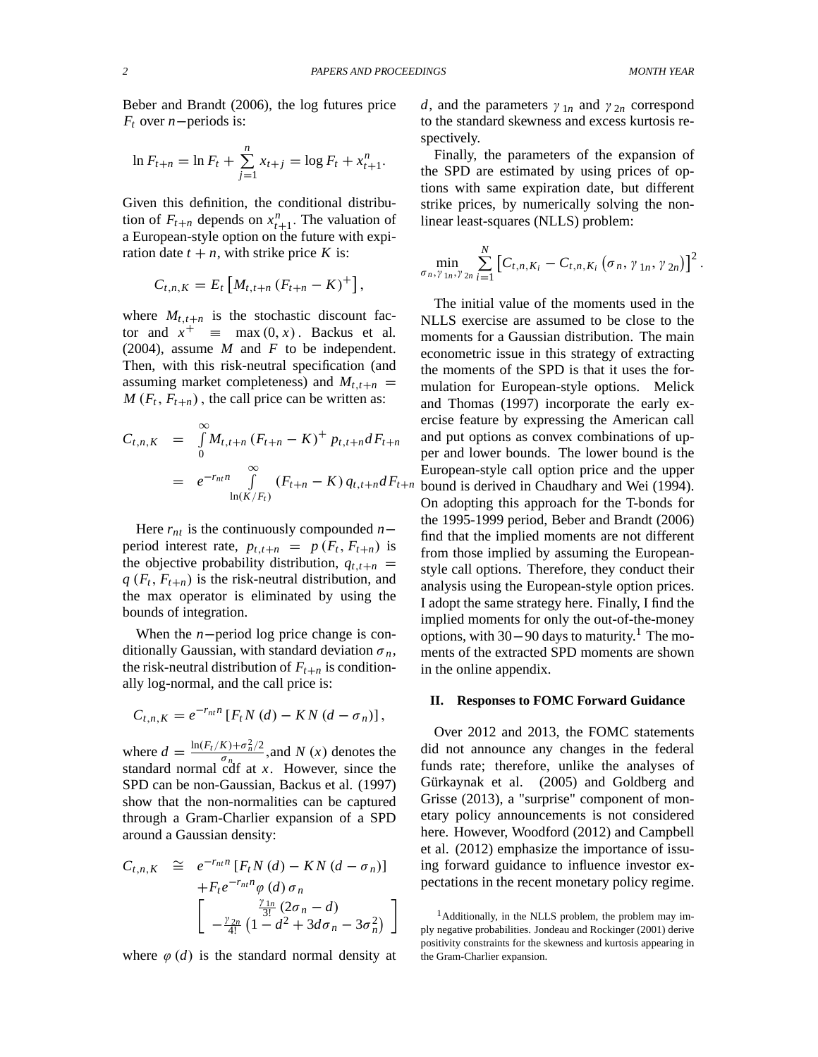Beber and Brandt (2006), the log futures price $F_t$ over $n-$periods is:

$$\ln F_{t+n} = \ln F_t + \sum_{j=1}^{n} x_{t+j} = \log F_t + x_{t+1}^{n}.$$

Given this definition, the conditional distribution of $F_{t+n}$ depends on $x_{t+1}^{n}$. The valuation of a European-style option on the future with expiration date $t+n$, with strike price $K$ is:

$$C_{t,n,K} = E_t\left[M_{t,t+n}\left(F_{t+n} - K\right)^{+}\right],$$

where $M_{t,t+n}$ is the stochastic discount factor and $x^{+} \equiv \max(0, x)$. Backus et al. (2004), assume $M$ and $F$ to be independent. Then, with this risk-neutral specification (and assuming market completeness) and $M_{t,t+n} = M(F_t, F_{t+n})$, the call price can be written as:

$$\begin{aligned} C_{t,n,K} &= \int_{0}^{\infty} M_{t,t+n}\left(F_{t+n} - K\right)^{+} p_{t,t+n} dF_{t+n} \\ &= e^{-r_{nt}n} \int_{\ln(K/F_t)}^{\infty} \left(F_{t+n} - K\right) q_{t,t+n} dF_{t+n} \end{aligned}$$

Here $r_{nt}$ is the continuously compounded $n-$period interest rate, $p_{t,t+n} = p(F_t, F_{t+n})$ is the objective probability distribution, $q_{t,t+n} = q(F_t, F_{t+n})$ is the risk-neutral distribution, and the max operator is eliminated by using the bounds of integration.

When the $n-$period log price change is conditionally Gaussian, with standard deviation $\sigma_n$, the risk-neutral distribution of $F_{t+n}$ is conditionally log-normal, and the call price is:

$$C_{t,n,K} = e^{-r_{nt}n}\left[F_t N(d) - K N(d - \sigma_n)\right],$$

where $d = \frac{\ln(F_t/K) + \sigma_n^2/2}{\sigma_n}$,and $N(x)$ denotes the standard normal cdf at $x$. However, since the SPD can be non-Gaussian, Backus et al. (1997) show that the non-normalities can be captured through a Gram-Charlier expansion of a SPD around a Gaussian density:

$$\begin{aligned} C_{t,n,K} \cong\ & e^{-r_{nt}n}\left[F_t N(d) - K N(d - \sigma_n)\right] \\ & + F_t e^{-r_{nt}n} \varphi(d)\, \sigma_n \\ & \left[\begin{array}{c} \frac{\gamma_{1n}}{3!}\left(2\sigma_n - d\right) \\ -\frac{\gamma_{2n}}{4!}\left(1 - d^2 + 3d\sigma_n - 3\sigma_n^2\right) \end{array}\right] \end{aligned}$$

where $\varphi(d)$ is the standard normal density at $d$, and the parameters $\gamma_{1n}$ and $\gamma_{2n}$ correspond to the standard skewness and excess kurtosis respectively.

Finally, the parameters of the expansion of the SPD are estimated by using prices of options with same expiration date, but different strike prices, by numerically solving the nonlinear least-squares (NLLS) problem:

$$\min_{\sigma_n, \gamma_{1n}, \gamma_{2n}} \sum_{i=1}^{N} \left[C_{t,n,K_i} - C_{t,n,K_i}\left(\sigma_n, \gamma_{1n}, \gamma_{2n}\right)\right]^2.$$

The initial value of the moments used in the NLLS exercise are assumed to be close to the moments for a Gaussian distribution. The main econometric issue in this strategy of extracting the moments of the SPD is that it uses the formulation for European-style options. Melick and Thomas (1997) incorporate the early exercise feature by expressing the American call and put options as convex combinations of upper and lower bounds. The lower bound is the European-style call option price and the upper bound is derived in Chaudhary and Wei (1994). On adopting this approach for the T-bonds for the 1995-1999 period, Beber and Brandt (2006) find that the implied moments are not different from those implied by assuming the European-style call options. Therefore, they conduct their analysis using the European-style option prices. I adopt the same strategy here. Finally, I find the implied moments for only the out-of-the-money options, with $30-90$ days to maturity.[1] The moments of the extracted SPD moments are shown in the online appendix.

## II. Responses to FOMC Forward Guidance

Over 2012 and 2013, the FOMC statements did not announce any changes in the federal funds rate; therefore, unlike the analyses of Gürkaynak et al. (2005) and Goldberg and Grisse (2013), a "surprise" component of monetary policy announcements is not considered here. However, Woodford (2012) and Campbell et al. (2012) emphasize the importance of issuing forward guidance to influence investor expectations in the recent monetary policy regime.

[1] Additionally, in the NLLS problem, the problem may imply negative probabilities. Jondeau and Rockinger (2001) derive positivity constraints for the skewness and kurtosis appearing in the Gram-Charlier expansion.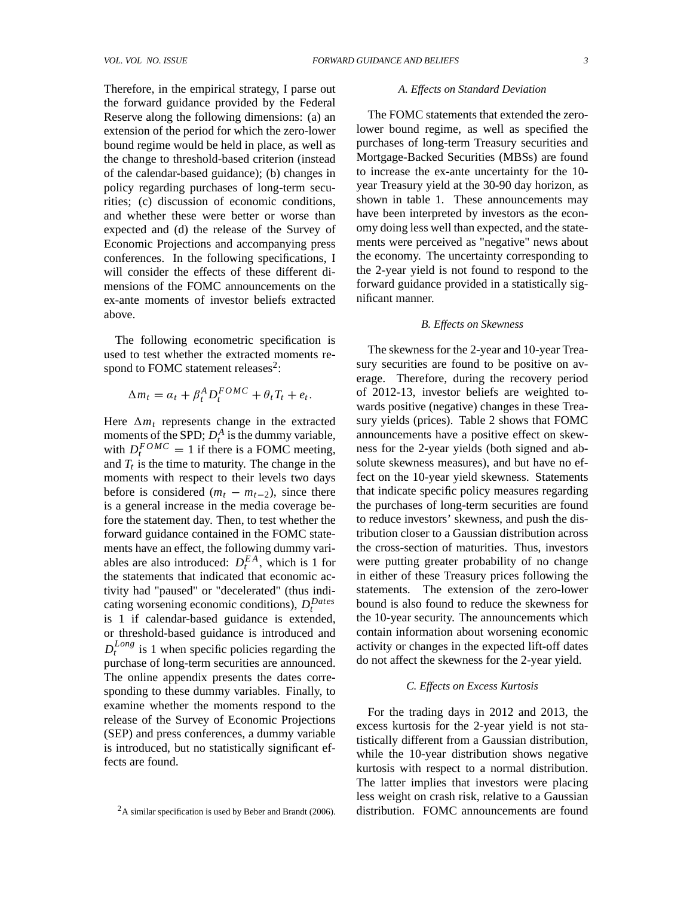Therefore, in the empirical strategy, I parse out the forward guidance provided by the Federal Reserve along the following dimensions: (a) an extension of the period for which the zero-lower bound regime would be held in place, as well as the change to threshold-based criterion (instead of the calendar-based guidance); (b) changes in policy regarding purchases of long-term securities; (c) discussion of economic conditions, and whether these were better or worse than expected and (d) the release of the Survey of Economic Projections and accompanying press conferences. In the following specifications, I will consider the effects of these different dimensions of the FOMC announcements on the ex-ante moments of investor beliefs extracted above.

The following econometric specification is used to test whether the extracted moments respond to FOMC statement releases[2]:

$$\Delta m_t = \alpha_t + \beta_t^A D_t^{FOMC} + \theta_t T_t + e_t.$$

Here $\Delta m_t$ represents change in the extracted moments of the SPD; $D_t^A$ is the dummy variable, with $D_t^{FOMC} = 1$ if there is a FOMC meeting, and $T_t$ is the time to maturity. The change in the moments with respect to their levels two days before is considered ($m_t - m_{t-2}$), since there is a general increase in the media coverage before the statement day. Then, to test whether the forward guidance contained in the FOMC statements have an effect, the following dummy variables are also introduced: $D_t^{EA}$, which is 1 for the statements that indicated that economic activity had "paused" or "decelerated" (thus indicating worsening economic conditions), $D_t^{Dates}$ is 1 if calendar-based guidance is extended, or threshold-based guidance is introduced and $D_t^{Long}$ is 1 when specific policies regarding the purchase of long-term securities are announced. The online appendix presents the dates corresponding to these dummy variables. Finally, to examine whether the moments respond to the release of the Survey of Economic Projections (SEP) and press conferences, a dummy variable is introduced, but no statistically significant effects are found.

[2]A similar specification is used by Beber and Brandt (2006).

### A. Effects on Standard Deviation

The FOMC statements that extended the zero-lower bound regime, as well as specified the purchases of long-term Treasury securities and Mortgage-Backed Securities (MBSs) are found to increase the ex-ante uncertainty for the 10-year Treasury yield at the 30-90 day horizon, as shown in table 1. These announcements may have been interpreted by investors as the economy doing less well than expected, and the statements were perceived as "negative" news about the economy. The uncertainty corresponding to the 2-year yield is not found to respond to the forward guidance provided in a statistically significant manner.

### B. Effects on Skewness

The skewness for the 2-year and 10-year Treasury securities are found to be positive on average. Therefore, during the recovery period of 2012-13, investor beliefs are weighted towards positive (negative) changes in these Treasury yields (prices). Table 2 shows that FOMC announcements have a positive effect on skewness for the 2-year yields (both signed and absolute skewness measures), and but have no effect on the 10-year yield skewness. Statements that indicate specific policy measures regarding the purchases of long-term securities are found to reduce investors' skewness, and push the distribution closer to a Gaussian distribution across the cross-section of maturities. Thus, investors were putting greater probability of no change in either of these Treasury prices following the statements. The extension of the zero-lower bound is also found to reduce the skewness for the 10-year security. The announcements which contain information about worsening economic activity or changes in the expected lift-off dates do not affect the skewness for the 2-year yield.

### C. Effects on Excess Kurtosis

For the trading days in 2012 and 2013, the excess kurtosis for the 2-year yield is not statistically different from a Gaussian distribution, while the 10-year distribution shows negative kurtosis with respect to a normal distribution. The latter implies that investors were placing less weight on crash risk, relative to a Gaussian distribution. FOMC announcements are found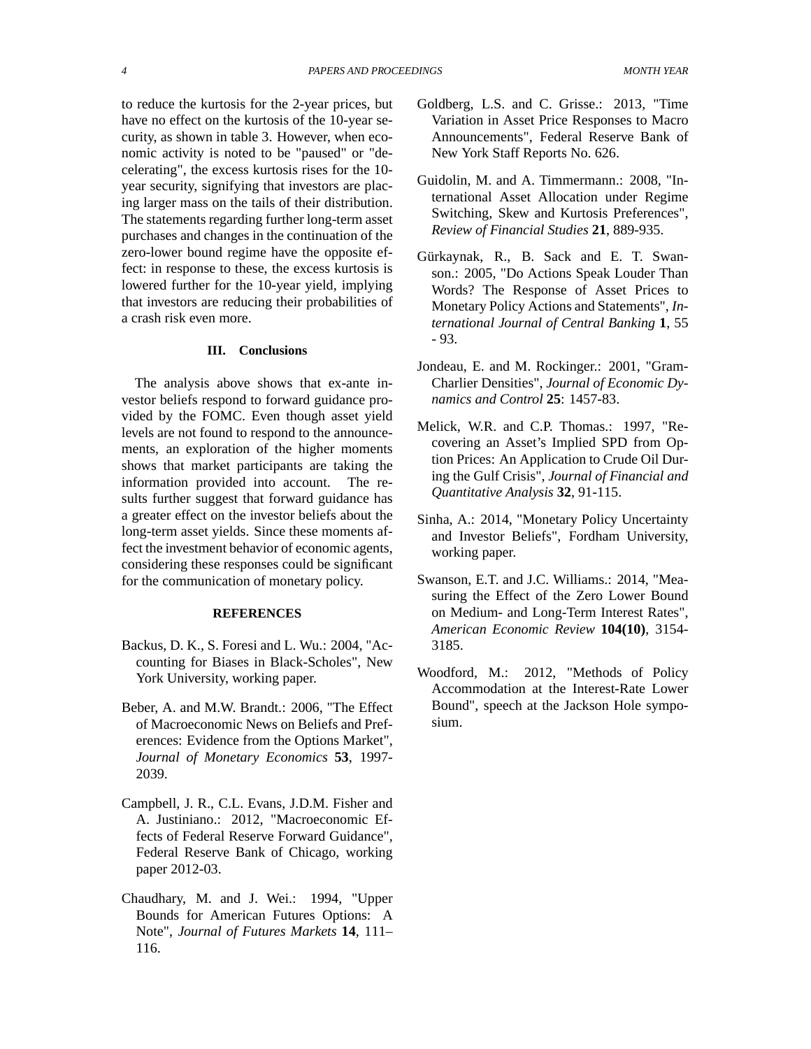to reduce the kurtosis for the 2-year prices, but have no effect on the kurtosis of the 10-year security, as shown in table 3. However, when economic activity is noted to be "paused" or "decelerating", the excess kurtosis rises for the 10-year security, signifying that investors are placing larger mass on the tails of their distribution. The statements regarding further long-term asset purchases and changes in the continuation of the zero-lower bound regime have the opposite effect: in response to these, the excess kurtosis is lowered further for the 10-year yield, implying that investors are reducing their probabilities of a crash risk even more.

## III. Conclusions

The analysis above shows that ex-ante investor beliefs respond to forward guidance provided by the FOMC. Even though asset yield levels are not found to respond to the announcements, an exploration of the higher moments shows that market participants are taking the information provided into account. The results further suggest that forward guidance has a greater effect on the investor beliefs about the long-term asset yields. Since these moments affect the investment behavior of economic agents, considering these responses could be significant for the communication of monetary policy.

## REFERENCES

Backus, D. K., S. Foresi and L. Wu.: 2004, "Accounting for Biases in Black-Scholes", New York University, working paper.

Beber, A. and M.W. Brandt.: 2006, "The Effect of Macroeconomic News on Beliefs and Preferences: Evidence from the Options Market", *Journal of Monetary Economics* **53**, 1997-2039.

Campbell, J. R., C.L. Evans, J.D.M. Fisher and A. Justiniano.: 2012, "Macroeconomic Effects of Federal Reserve Forward Guidance", Federal Reserve Bank of Chicago, working paper 2012-03.

Chaudhary, M. and J. Wei.: 1994, "Upper Bounds for American Futures Options: A Note", *Journal of Futures Markets* **14**, 111–116.

Goldberg, L.S. and C. Grisse.: 2013, "Time Variation in Asset Price Responses to Macro Announcements", Federal Reserve Bank of New York Staff Reports No. 626.

Guidolin, M. and A. Timmermann.: 2008, "International Asset Allocation under Regime Switching, Skew and Kurtosis Preferences", *Review of Financial Studies* **21**, 889-935.

Gürkaynak, R., B. Sack and E. T. Swanson.: 2005, "Do Actions Speak Louder Than Words? The Response of Asset Prices to Monetary Policy Actions and Statements", *International Journal of Central Banking* **1**, 55 - 93.

Jondeau, E. and M. Rockinger.: 2001, "Gram-Charlier Densities", *Journal of Economic Dynamics and Control* **25**: 1457-83.

Melick, W.R. and C.P. Thomas.: 1997, "Recovering an Asset's Implied SPD from Option Prices: An Application to Crude Oil During the Gulf Crisis", *Journal of Financial and Quantitative Analysis* **32**, 91-115.

Sinha, A.: 2014, "Monetary Policy Uncertainty and Investor Beliefs", Fordham University, working paper.

Swanson, E.T. and J.C. Williams.: 2014, "Measuring the Effect of the Zero Lower Bound on Medium- and Long-Term Interest Rates", *American Economic Review* **104(10)**, 3154-3185.

Woodford, M.: 2012, "Methods of Policy Accommodation at the Interest-Rate Lower Bound", speech at the Jackson Hole symposium.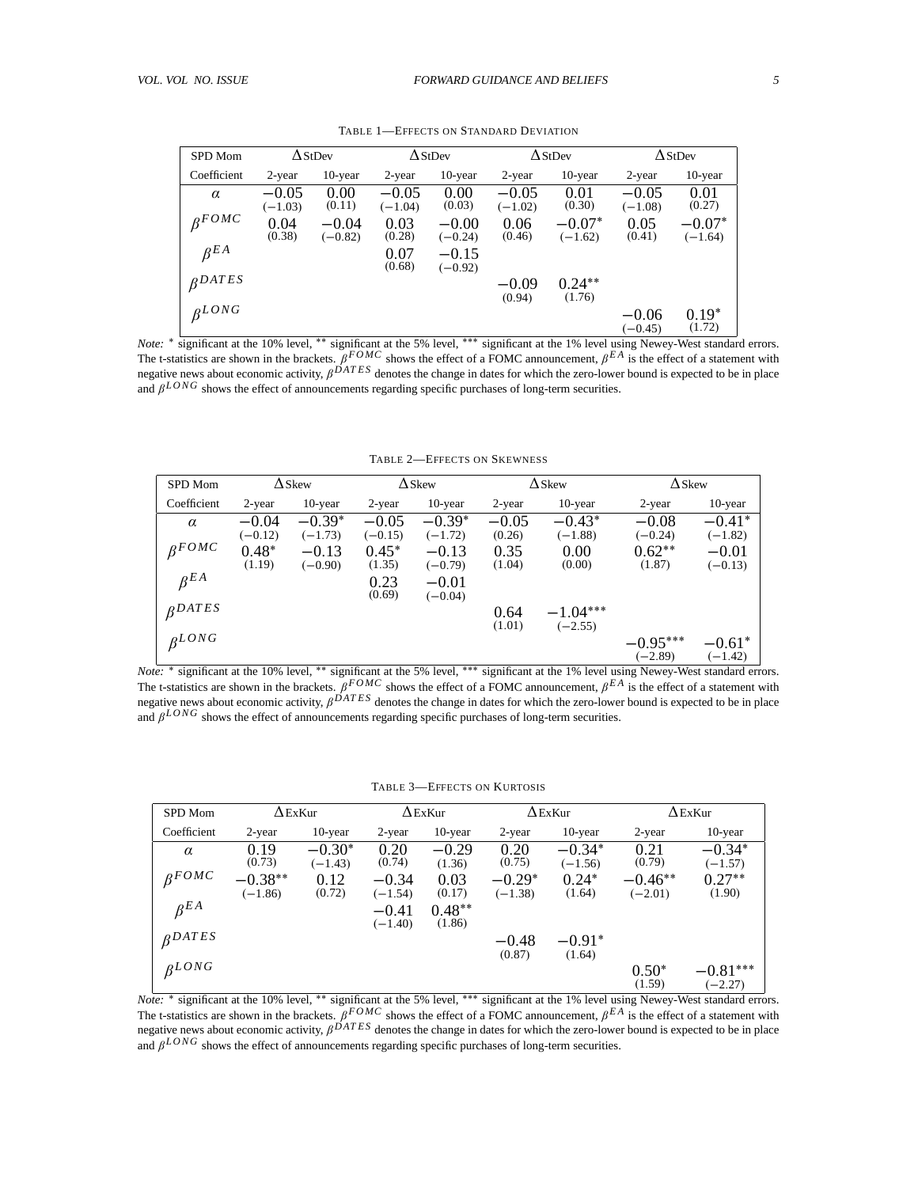TABLE 1—EFFECTS ON STANDARD DEVIATION

| SPD Mom | $\Delta$StDev | | $\Delta$StDev | | $\Delta$StDev | | $\Delta$StDev | |
|---|---|---|---|---|---|---|---|---|
| Coefficient | 2-year | 10-year | 2-year | 10-year | 2-year | 10-year | 2-year | 10-year |
| $\alpha$ | $-0.05$ $(-1.03)$ | $0.00$ $(0.11)$ | $-0.05$ $(-1.04)$ | $0.00$ $(0.03)$ | $-0.05$ $(-1.02)$ | $0.01$ $(0.30)$ | $-0.05$ $(-1.08)$ | $0.01$ $(0.27)$ |
| $\beta^{FOMC}$ | $0.04$ $(0.38)$ | $-0.04$ $(-0.82)$ | $0.03$ $(0.28)$ | $-0.00$ $(-0.24)$ | $0.06$ $(0.46)$ | $-0.07^{*}$ $(-1.62)$ | $0.05$ $(0.41)$ | $-0.07^{*}$ $(-1.64)$ |
| $\beta^{EA}$ | | | $0.07$ $(0.68)$ | $-0.15$ $(-0.92)$ | | | | |
| $\beta^{DATES}$ | | | | | $-0.09$ $(0.94)$ | $0.24^{**}$ $(1.76)$ | | |
| $\beta^{LONG}$ | | | | | | | $-0.06$ $(-0.45)$ | $0.19^{*}$ $(1.72)$ |

*Note:* * significant at the 10% level, ** significant at the 5% level, *** significant at the 1% level using Newey-West standard errors. The t-statistics are shown in the brackets. $\beta^{FOMC}$ shows the effect of a FOMC announcement, $\beta^{EA}$ is the effect of a statement with negative news about economic activity, $\beta^{DATES}$ denotes the change in dates for which the zero-lower bound is expected to be in place and $\beta^{LONG}$ shows the effect of announcements regarding specific purchases of long-term securities.

TABLE 2—EFFECTS ON SKEWNESS

| SPD Mom | $\Delta$Skew | | $\Delta$Skew | | $\Delta$Skew | | $\Delta$Skew | |
|---|---|---|---|---|---|---|---|---|
| Coefficient | 2-year | 10-year | 2-year | 10-year | 2-year | 10-year | 2-year | 10-year |
| $\alpha$ | $-0.04$ $(-0.12)$ | $-0.39^{*}$ $(-1.73)$ | $-0.05$ $(-0.15)$ | $-0.39^{*}$ $(-1.72)$ | $-0.05$ $(0.26)$ | $-0.43^{*}$ $(-1.88)$ | $-0.08$ $(-0.24)$ | $-0.41^{*}$ $(-1.82)$ |
| $\beta^{FOMC}$ | $0.48^{*}$ $(1.19)$ | $-0.13$ $(-0.90)$ | $0.45^{*}$ $(1.35)$ | $-0.13$ $(-0.79)$ | $0.35$ $(1.04)$ | $0.00$ $(0.00)$ | $0.62^{**}$ $(1.87)$ | $-0.01$ $(-0.13)$ |
| $\beta^{EA}$ | | | $0.23$ $(0.69)$ | $-0.01$ $(-0.04)$ | | | | |
| $\beta^{DATES}$ | | | | | $0.64$ $(1.01)$ | $-1.04^{***}$ $(-2.55)$ | | |
| $\beta^{LONG}$ | | | | | | | $-0.95^{***}$ $(-2.89)$ | $-0.61^{*}$ $(-1.42)$ |

*Note:* * significant at the 10% level, ** significant at the 5% level, *** significant at the 1% level using Newey-West standard errors. The t-statistics are shown in the brackets. $\beta^{FOMC}$ shows the effect of a FOMC announcement, $\beta^{EA}$ is the effect of a statement with negative news about economic activity, $\beta^{DATES}$ denotes the change in dates for which the zero-lower bound is expected to be in place and $\beta^{LONG}$ shows the effect of announcements regarding specific purchases of long-term securities.

TABLE 3—EFFECTS ON KURTOSIS

| SPD Mom | $\Delta$ExKur | | $\Delta$ExKur | | $\Delta$ExKur | | $\Delta$ExKur | |
|---|---|---|---|---|---|---|---|---|
| Coefficient | 2-year | 10-year | 2-year | 10-year | 2-year | 10-year | 2-year | 10-year |
| $\alpha$ | $0.19$ $(0.73)$ | $-0.30^{*}$ $(-1.43)$ | $0.20$ $(0.74)$ | $-0.29$ $(1.36)$ | $0.20$ $(0.75)$ | $-0.34^{*}$ $(-1.56)$ | $0.21$ $(0.79)$ | $-0.34^{*}$ $(-1.57)$ |
| $\beta^{FOMC}$ | $-0.38^{**}$ $(-1.86)$ | $0.12$ $(0.72)$ | $-0.34$ $(-1.54)$ | $0.03$ $(0.17)$ | $-0.29^{*}$ $(-1.38)$ | $0.24^{*}$ $(1.64)$ | $-0.46^{**}$ $(-2.01)$ | $0.27^{**}$ $(1.90)$ |
| $\beta^{EA}$ | | | $-0.41$ $(-1.40)$ | $0.48^{**}$ $(1.86)$ | | | | |
| $\beta^{DATES}$ | | | | | $-0.48$ $(0.87)$ | $-0.91^{*}$ $(1.64)$ | | |
| $\beta^{LONG}$ | | | | | | | $0.50^{*}$ $(1.59)$ | $-0.81^{***}$ $(-2.27)$ |

*Note:* * significant at the 10% level, ** significant at the 5% level, *** significant at the 1% level using Newey-West standard errors. The t-statistics are shown in the brackets. $\beta^{FOMC}$ shows the effect of a FOMC announcement, $\beta^{EA}$ is the effect of a statement with negative news about economic activity, $\beta^{DATES}$ denotes the change in dates for which the zero-lower bound is expected to be in place and $\beta^{LONG}$ shows the effect of announcements regarding specific purchases of long-term securities.